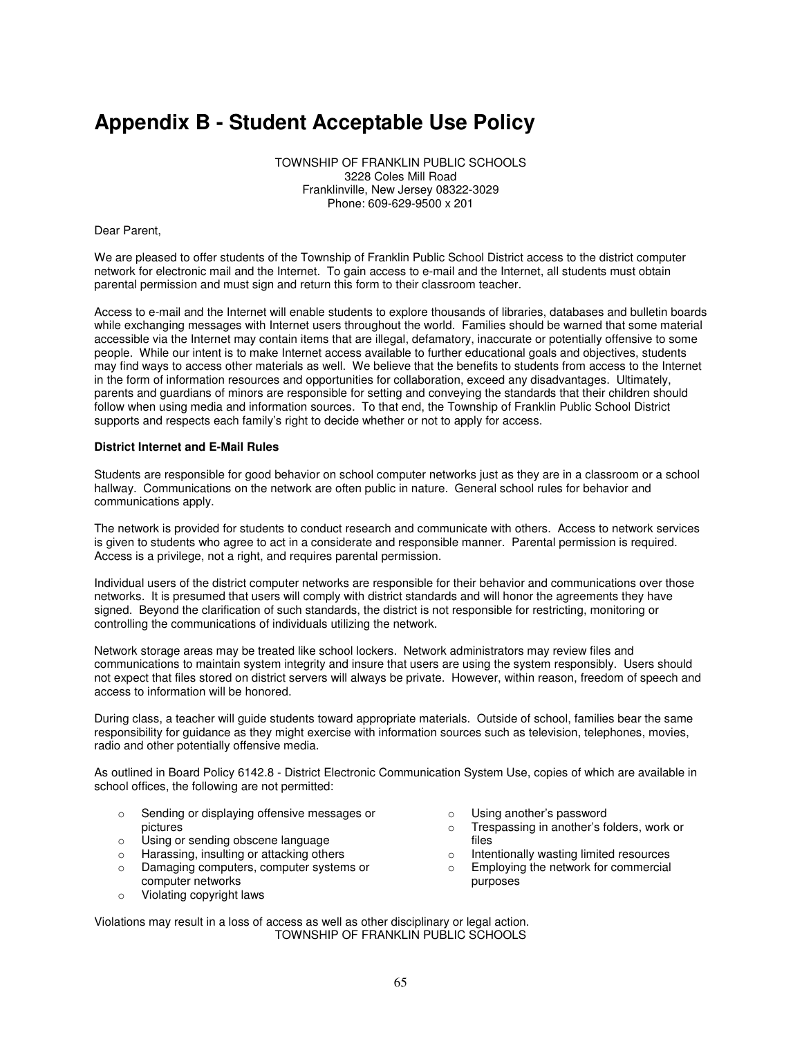# Appendix B - Student Acceptable Use Policy

TOWNSHIP OF FRANKLIN PUBLIC SCHOOLS
3228 Coles Mill Road
Franklinville, New Jersey 08322-3029
Phone: 609-629-9500 x 201

Dear Parent,

We are pleased to offer students of the Township of Franklin Public School District access to the district computer network for electronic mail and the Internet. To gain access to e-mail and the Internet, all students must obtain parental permission and must sign and return this form to their classroom teacher.

Access to e-mail and the Internet will enable students to explore thousands of libraries, databases and bulletin boards while exchanging messages with Internet users throughout the world. Families should be warned that some material accessible via the Internet may contain items that are illegal, defamatory, inaccurate or potentially offensive to some people. While our intent is to make Internet access available to further educational goals and objectives, students may find ways to access other materials as well. We believe that the benefits to students from access to the Internet in the form of information resources and opportunities for collaboration, exceed any disadvantages. Ultimately, parents and guardians of minors are responsible for setting and conveying the standards that their children should follow when using media and information sources. To that end, the Township of Franklin Public School District supports and respects each family's right to decide whether or not to apply for access.

**District Internet and E-Mail Rules**

Students are responsible for good behavior on school computer networks just as they are in a classroom or a school hallway. Communications on the network are often public in nature. General school rules for behavior and communications apply.

The network is provided for students to conduct research and communicate with others. Access to network services is given to students who agree to act in a considerate and responsible manner. Parental permission is required. Access is a privilege, not a right, and requires parental permission.

Individual users of the district computer networks are responsible for their behavior and communications over those networks. It is presumed that users will comply with district standards and will honor the agreements they have signed. Beyond the clarification of such standards, the district is not responsible for restricting, monitoring or controlling the communications of individuals utilizing the network.

Network storage areas may be treated like school lockers. Network administrators may review files and communications to maintain system integrity and insure that users are using the system responsibly. Users should not expect that files stored on district servers will always be private. However, within reason, freedom of speech and access to information will be honored.

During class, a teacher will guide students toward appropriate materials. Outside of school, families bear the same responsibility for guidance as they might exercise with information sources such as television, telephones, movies, radio and other potentially offensive media.

As outlined in Board Policy 6142.8 - District Electronic Communication System Use, copies of which are available in school offices, the following are not permitted:

- Sending or displaying offensive messages or pictures
- Using or sending obscene language
- Harassing, insulting or attacking others
- Damaging computers, computer systems or computer networks
- Violating copyright laws
- Using another's password
- Trespassing in another's folders, work or files
- Intentionally wasting limited resources
- Employing the network for commercial purposes

Violations may result in a loss of access as well as other disciplinary or legal action.

TOWNSHIP OF FRANKLIN PUBLIC SCHOOLS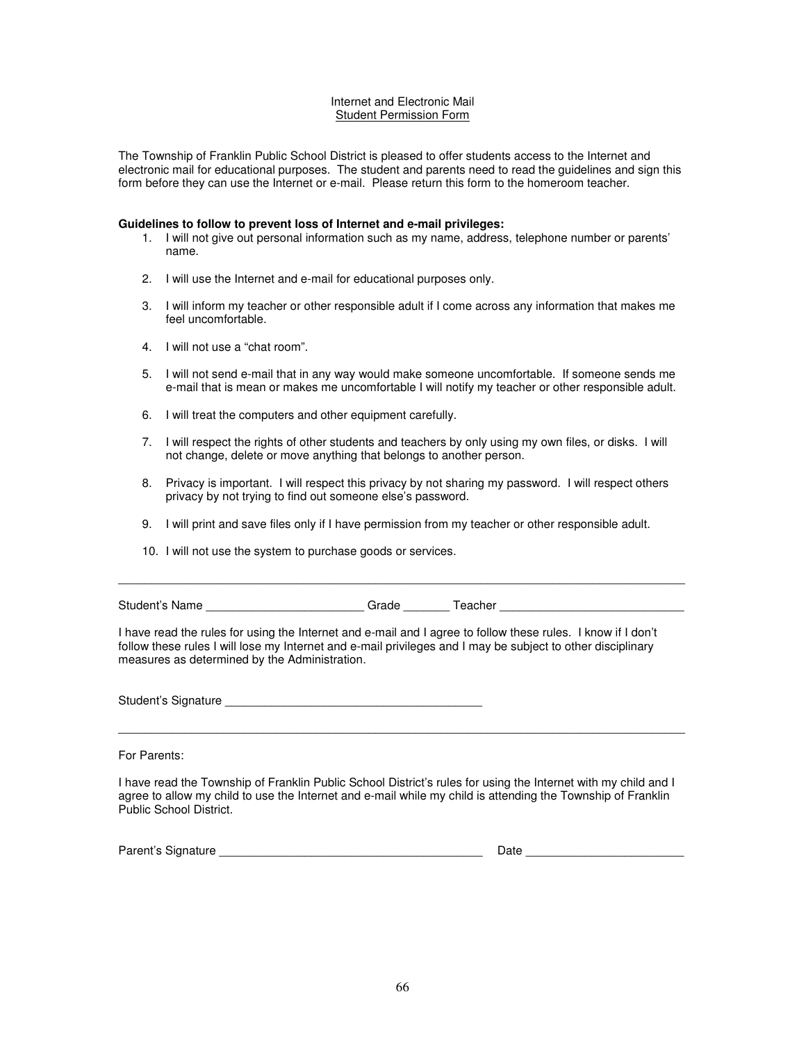Internet and Electronic Mail
Student Permission Form

The Township of Franklin Public School District is pleased to offer students access to the Internet and electronic mail for educational purposes. The student and parents need to read the guidelines and sign this form before they can use the Internet or e-mail. Please return this form to the homeroom teacher.

**Guidelines to follow to prevent loss of Internet and e-mail privileges:**

1. I will not give out personal information such as my name, address, telephone number or parents' name.
2. I will use the Internet and e-mail for educational purposes only.
3. I will inform my teacher or other responsible adult if I come across any information that makes me feel uncomfortable.
4. I will not use a "chat room".
5. I will not send e-mail that in any way would make someone uncomfortable. If someone sends me e-mail that is mean or makes me uncomfortable I will notify my teacher or other responsible adult.
6. I will treat the computers and other equipment carefully.
7. I will respect the rights of other students and teachers by only using my own files, or disks. I will not change, delete or move anything that belongs to another person.
8. Privacy is important. I will respect this privacy by not sharing my password. I will respect others privacy by not trying to find out someone else's password.
9. I will print and save files only if I have permission from my teacher or other responsible adult.
10. I will not use the system to purchase goods or services.

---

Student's Name ________________________ Grade _______ Teacher ____________________________

I have read the rules for using the Internet and e-mail and I agree to follow these rules. I know if I don't follow these rules I will lose my Internet and e-mail privileges and I may be subject to other disciplinary measures as determined by the Administration.

Student's Signature ________________________________________

---

For Parents:

I have read the Township of Franklin Public School District's rules for using the Internet with my child and I agree to allow my child to use the Internet and e-mail while my child is attending the Township of Franklin Public School District.

Parent's Signature ________________________________________ Date ________________________